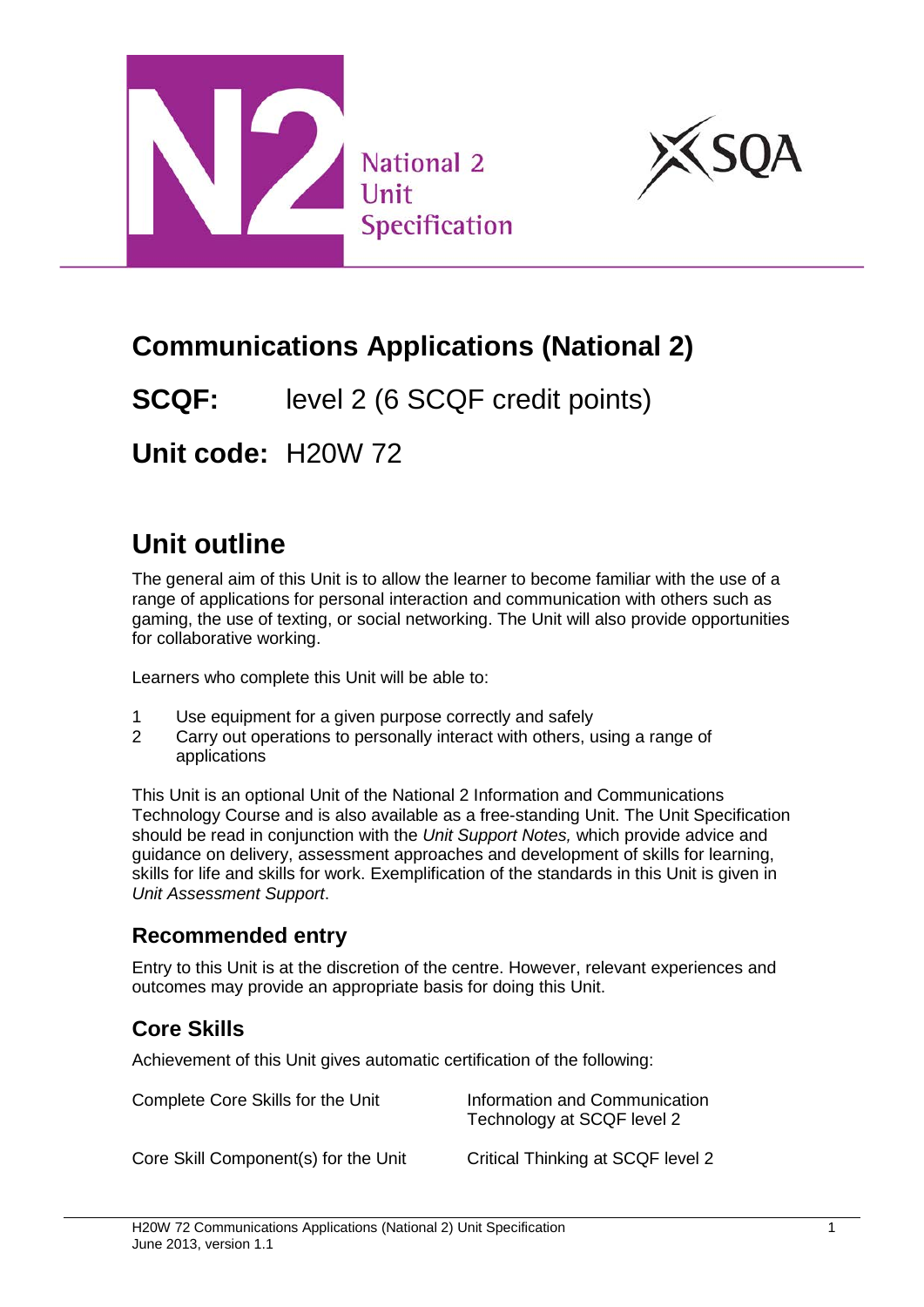National 2 Unit Specification

# Communications Applications (National 2)

## SCQF: level 2 (6 SCQF credit points)

## Unit code: H20W 72

# Unit outline

The general aim of this Unit is to allow the learner to become familiar with the use of a range of applications for personal interaction and communication with others such as gaming, the use of texting, or social networking. The Unit will also provide opportunities for collaborative working.

Learners who complete this Unit will be able to:

1. Use equipment for a given purpose correctly and safely
2. Carry out operations to personally interact with others, using a range of applications

This Unit is an optional Unit of the National 2 Information and Communications Technology Course and is also available as a free-standing Unit. The Unit Specification should be read in conjunction with the *Unit Support Notes,* which provide advice and guidance on delivery, assessment approaches and development of skills for learning, skills for life and skills for work. Exemplification of the standards in this Unit is given in *Unit Assessment Support*.

## Recommended entry

Entry to this Unit is at the discretion of the centre. However, relevant experiences and outcomes may provide an appropriate basis for doing this Unit.

## Core Skills

Achievement of this Unit gives automatic certification of the following:

| | |
|---|---|
| Complete Core Skills for the Unit | Information and Communication Technology at SCQF level 2 |
| Core Skill Component(s) for the Unit | Critical Thinking at SCQF level 2 |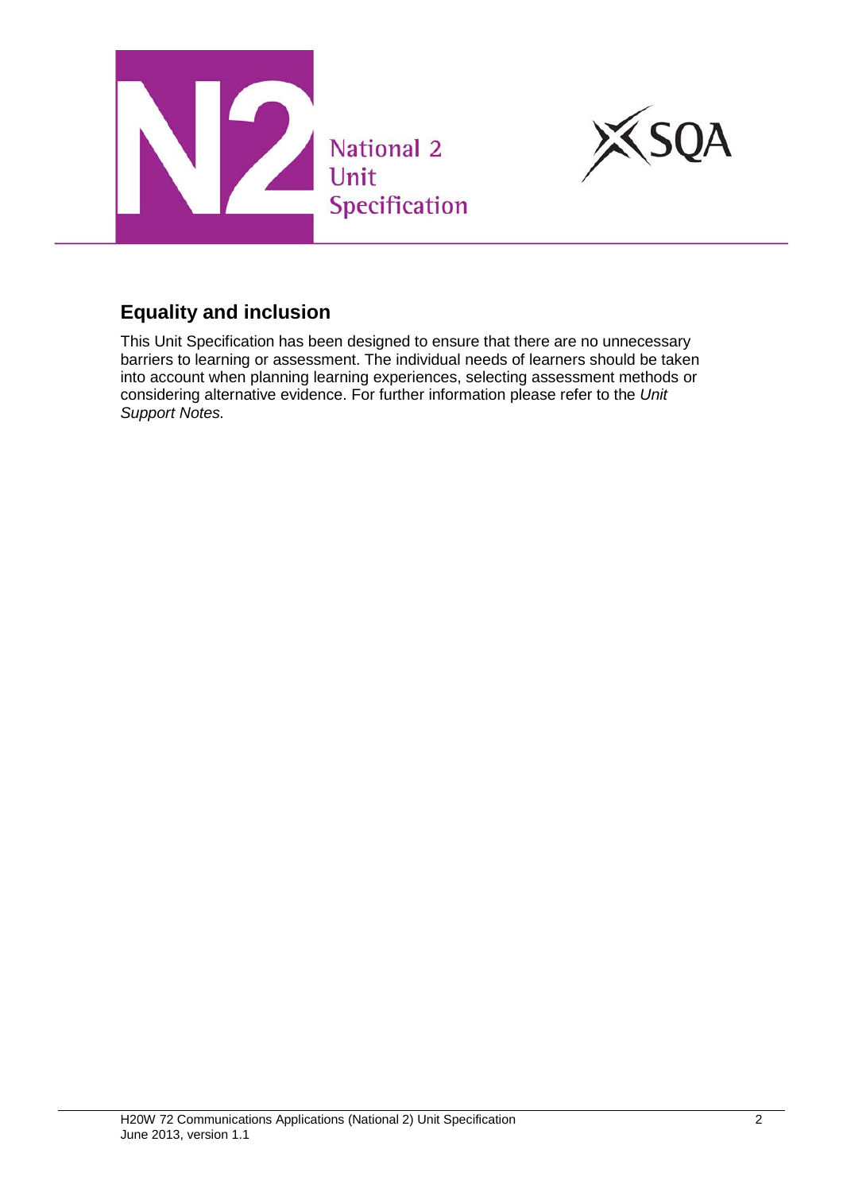## Equality and inclusion

This Unit Specification has been designed to ensure that there are no unnecessary barriers to learning or assessment. The individual needs of learners should be taken into account when planning learning experiences, selecting assessment methods or considering alternative evidence. For further information please refer to the *Unit Support Notes.*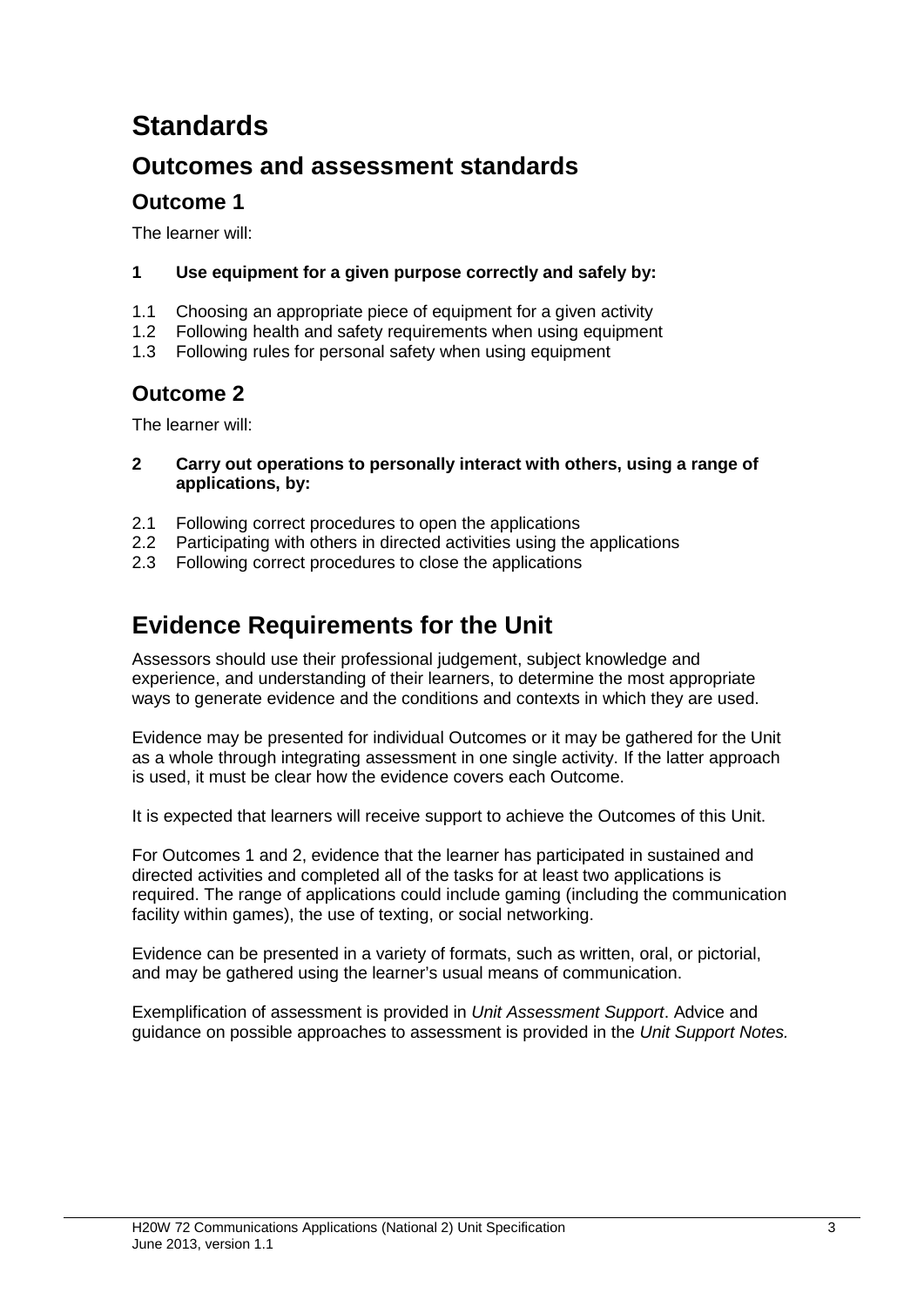# Standards

## Outcomes and assessment standards

### Outcome 1

The learner will:

**1 Use equipment for a given purpose correctly and safely by:**

1.1 Choosing an appropriate piece of equipment for a given activity
1.2 Following health and safety requirements when using equipment
1.3 Following rules for personal safety when using equipment

### Outcome 2

The learner will:

**2 Carry out operations to personally interact with others, using a range of applications, by:**

2.1 Following correct procedures to open the applications
2.2 Participating with others in directed activities using the applications
2.3 Following correct procedures to close the applications

# Evidence Requirements for the Unit

Assessors should use their professional judgement, subject knowledge and experience, and understanding of their learners, to determine the most appropriate ways to generate evidence and the conditions and contexts in which they are used.

Evidence may be presented for individual Outcomes or it may be gathered for the Unit as a whole through integrating assessment in one single activity. If the latter approach is used, it must be clear how the evidence covers each Outcome.

It is expected that learners will receive support to achieve the Outcomes of this Unit.

For Outcomes 1 and 2, evidence that the learner has participated in sustained and directed activities and completed all of the tasks for at least two applications is required. The range of applications could include gaming (including the communication facility within games), the use of texting, or social networking.

Evidence can be presented in a variety of formats, such as written, oral, or pictorial, and may be gathered using the learner's usual means of communication.

Exemplification of assessment is provided in *Unit Assessment Support*. Advice and guidance on possible approaches to assessment is provided in the *Unit Support Notes.*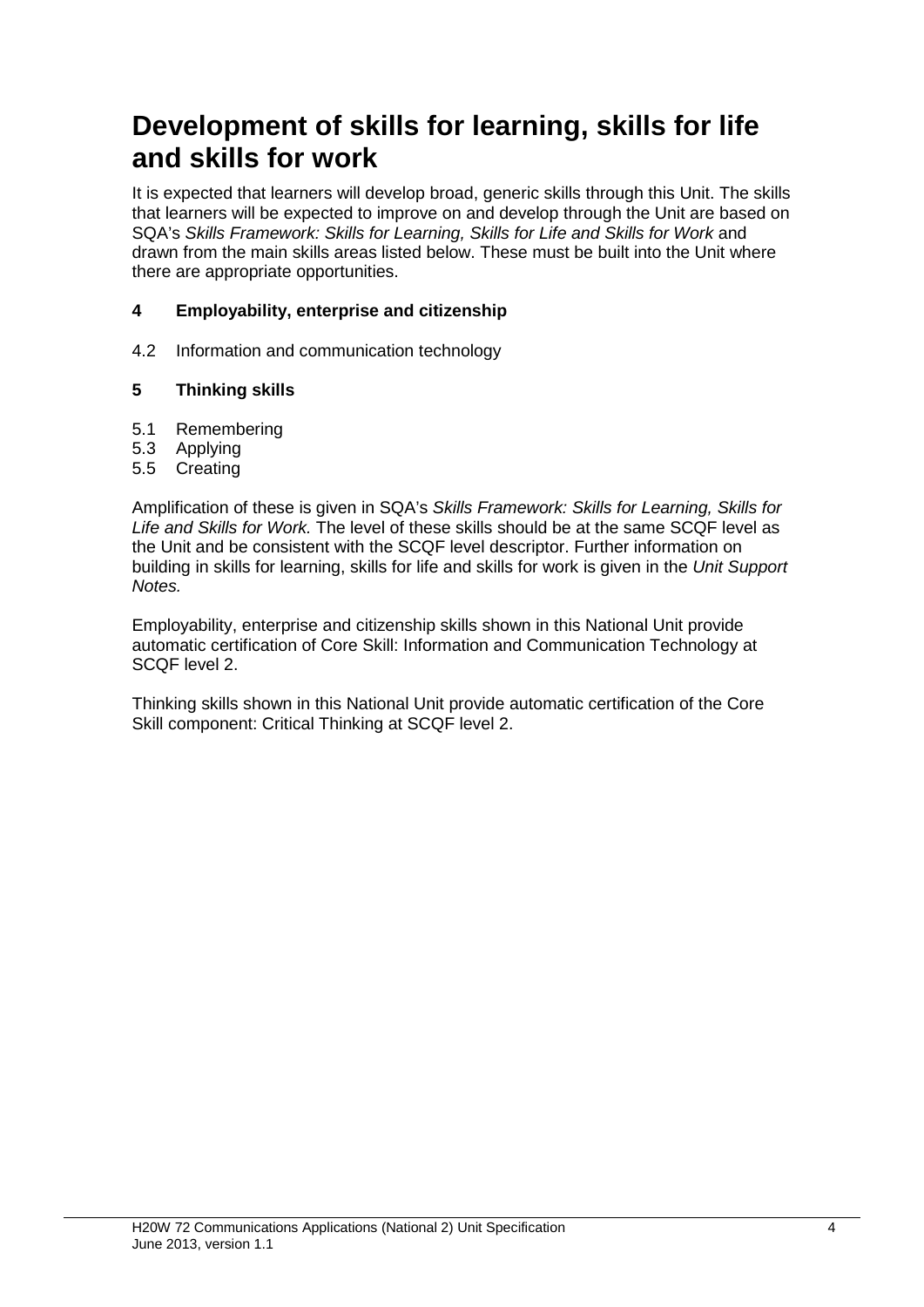# Development of skills for learning, skills for life and skills for work

It is expected that learners will develop broad, generic skills through this Unit. The skills that learners will be expected to improve on and develop through the Unit are based on SQA's *Skills Framework: Skills for Learning, Skills for Life and Skills for Work* and drawn from the main skills areas listed below. These must be built into the Unit where there are appropriate opportunities.

**4 Employability, enterprise and citizenship**

4.2 Information and communication technology

**5 Thinking skills**

5.1 Remembering
5.3 Applying
5.5 Creating

Amplification of these is given in SQA's *Skills Framework: Skills for Learning, Skills for Life and Skills for Work.* The level of these skills should be at the same SCQF level as the Unit and be consistent with the SCQF level descriptor. Further information on building in skills for learning, skills for life and skills for work is given in the *Unit Support Notes.*

Employability, enterprise and citizenship skills shown in this National Unit provide automatic certification of Core Skill: Information and Communication Technology at SCQF level 2.

Thinking skills shown in this National Unit provide automatic certification of the Core Skill component: Critical Thinking at SCQF level 2.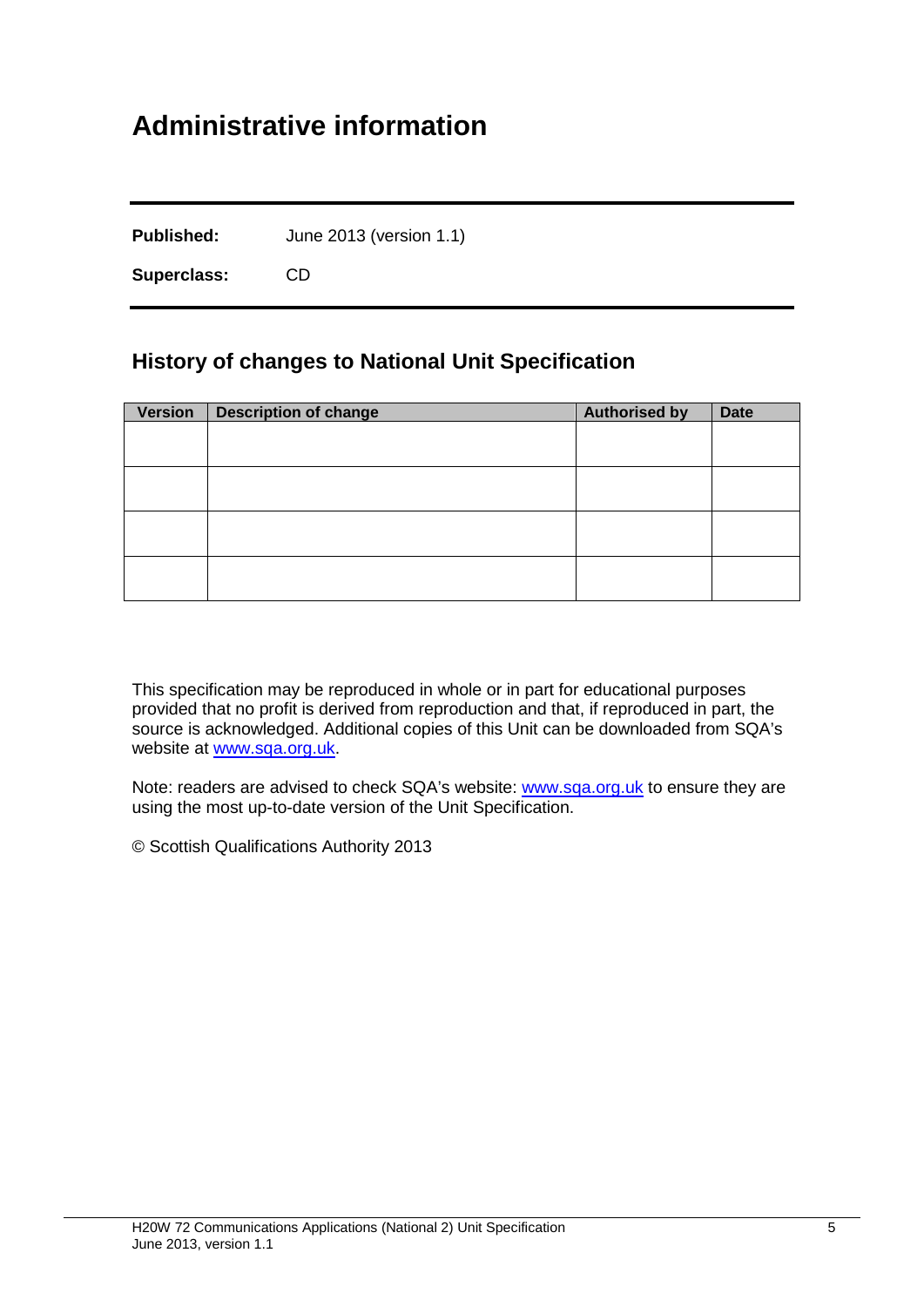# Administrative information

**Published:** June 2013 (version 1.1)

**Superclass:** CD

## History of changes to National Unit Specification

| Version | Description of change | Authorised by | Date |
|---|---|---|---|
| | | | |
| | | | |
| | | | |
| | | | |

This specification may be reproduced in whole or in part for educational purposes provided that no profit is derived from reproduction and that, if reproduced in part, the source is acknowledged. Additional copies of this Unit can be downloaded from SQA's website at www.sqa.org.uk.

Note: readers are advised to check SQA's website: www.sqa.org.uk to ensure they are using the most up-to-date version of the Unit Specification.

© Scottish Qualifications Authority 2013